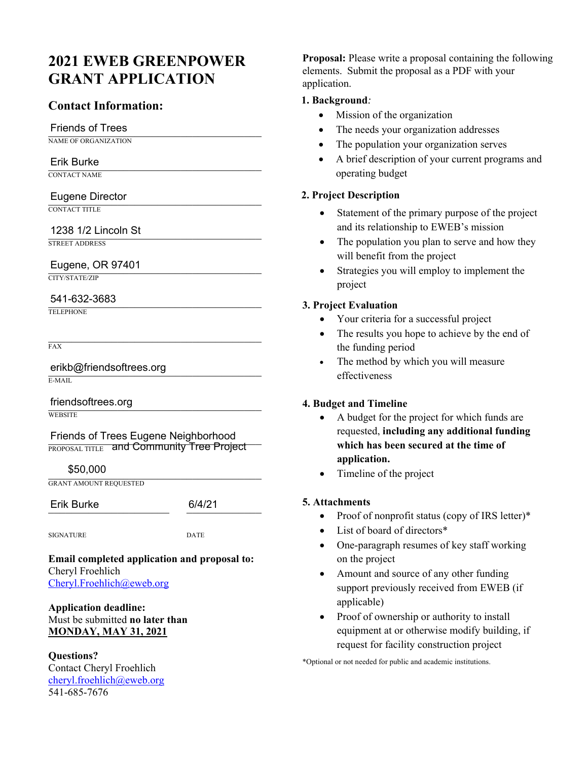# 2021 EWEB GREENPOWER GRANT APPLICATION

## Contact Information:

Friends of Trees
NAME OF ORGANIZATION

Erik Burke
CONTACT NAME

Eugene Director
CONTACT TITLE

1238 1/2 Lincoln St
STREET ADDRESS

Eugene, OR 97401
CITY/STATE/ZIP

541-632-3683
TELEPHONE

FAX

erikb@friendsoftrees.org
E-MAIL

friendsoftrees.org
WEBSITE

Friends of Trees Eugene Neighborhood and Community Tree Project
PROPOSAL TITLE

$50,000
GRANT AMOUNT REQUESTED

Erik Burke — 6/4/21

SIGNATURE — DATE

**Email completed application and proposal to:**
Cheryl Froehlich
Cheryl.Froehlich@eweb.org

**Application deadline:**
Must be submitted **no later than**
**MONDAY, MAY 31, 2021**

**Questions?**
Contact Cheryl Froehlich
cheryl.froehlich@eweb.org
541-685-7676

**Proposal:** Please write a proposal containing the following elements. Submit the proposal as a PDF with your application.

**1. Background***:*
- Mission of the organization
- The needs your organization addresses
- The population your organization serves
- A brief description of your current programs and operating budget

**2. Project Description**
- Statement of the primary purpose of the project and its relationship to EWEB's mission
- The population you plan to serve and how they will benefit from the project
- Strategies you will employ to implement the project

**3. Project Evaluation**
- Your criteria for a successful project
- The results you hope to achieve by the end of the funding period
- The method by which you will measure effectiveness

**4. Budget and Timeline**
- A budget for the project for which funds are requested, **including any additional funding which has been secured at the time of application.**
- Timeline of the project

**5. Attachments**
- Proof of nonprofit status (copy of IRS letter)*
- List of board of directors*
- One-paragraph resumes of key staff working on the project
- Amount and source of any other funding support previously received from EWEB (if applicable)
- Proof of ownership or authority to install equipment at or otherwise modify building, if request for facility construction project

*Optional or not needed for public and academic institutions.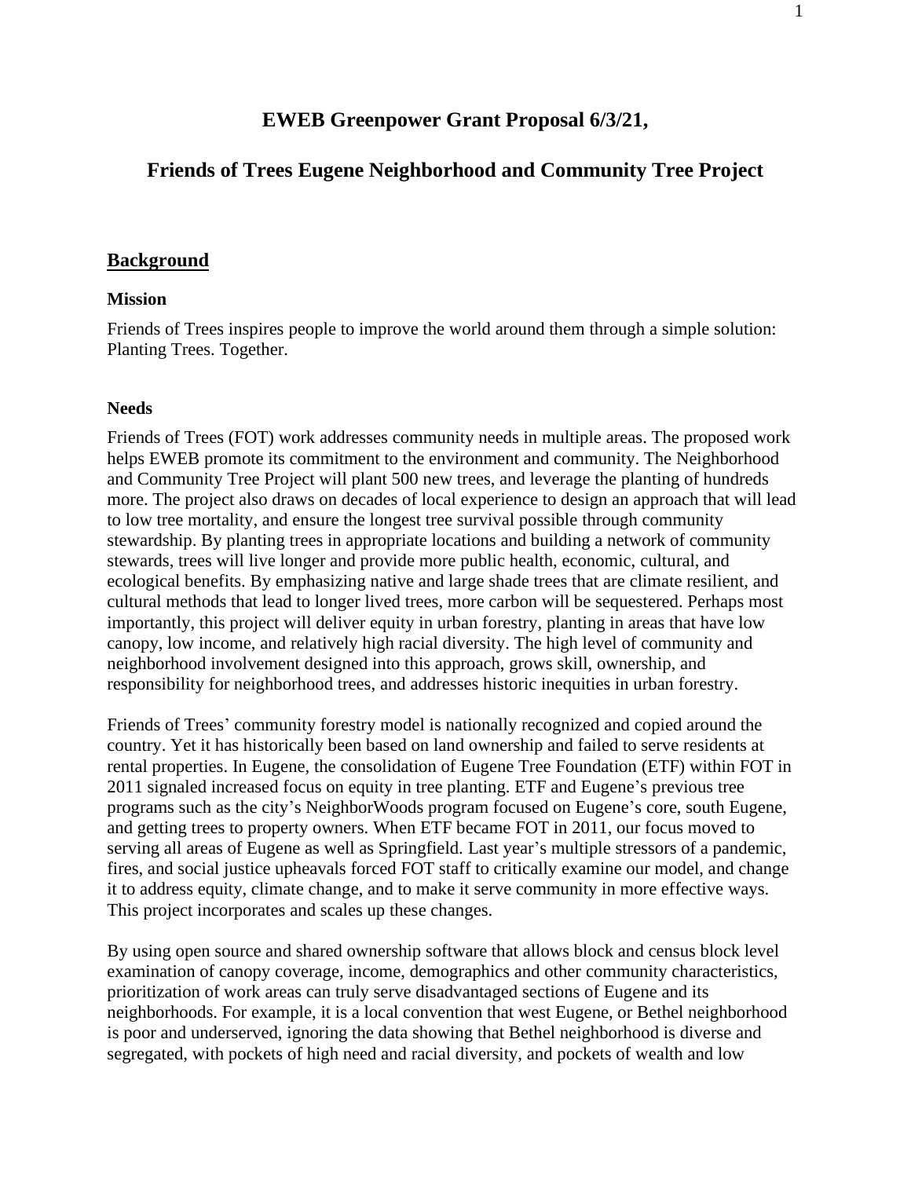# EWEB Greenpower Grant Proposal 6/3/21,

# Friends of Trees Eugene Neighborhood and Community Tree Project

## Background

### Mission

Friends of Trees inspires people to improve the world around them through a simple solution: Planting Trees. Together.

### Needs

Friends of Trees (FOT) work addresses community needs in multiple areas. The proposed work helps EWEB promote its commitment to the environment and community. The Neighborhood and Community Tree Project will plant 500 new trees, and leverage the planting of hundreds more. The project also draws on decades of local experience to design an approach that will lead to low tree mortality, and ensure the longest tree survival possible through community stewardship. By planting trees in appropriate locations and building a network of community stewards, trees will live longer and provide more public health, economic, cultural, and ecological benefits. By emphasizing native and large shade trees that are climate resilient, and cultural methods that lead to longer lived trees, more carbon will be sequestered. Perhaps most importantly, this project will deliver equity in urban forestry, planting in areas that have low canopy, low income, and relatively high racial diversity. The high level of community and neighborhood involvement designed into this approach, grows skill, ownership, and responsibility for neighborhood trees, and addresses historic inequities in urban forestry.

Friends of Trees' community forestry model is nationally recognized and copied around the country. Yet it has historically been based on land ownership and failed to serve residents at rental properties. In Eugene, the consolidation of Eugene Tree Foundation (ETF) within FOT in 2011 signaled increased focus on equity in tree planting. ETF and Eugene's previous tree programs such as the city's NeighborWoods program focused on Eugene's core, south Eugene, and getting trees to property owners. When ETF became FOT in 2011, our focus moved to serving all areas of Eugene as well as Springfield. Last year's multiple stressors of a pandemic, fires, and social justice upheavals forced FOT staff to critically examine our model, and change it to address equity, climate change, and to make it serve community in more effective ways. This project incorporates and scales up these changes.

By using open source and shared ownership software that allows block and census block level examination of canopy coverage, income, demographics and other community characteristics, prioritization of work areas can truly serve disadvantaged sections of Eugene and its neighborhoods. For example, it is a local convention that west Eugene, or Bethel neighborhood is poor and underserved, ignoring the data showing that Bethel neighborhood is diverse and segregated, with pockets of high need and racial diversity, and pockets of wealth and low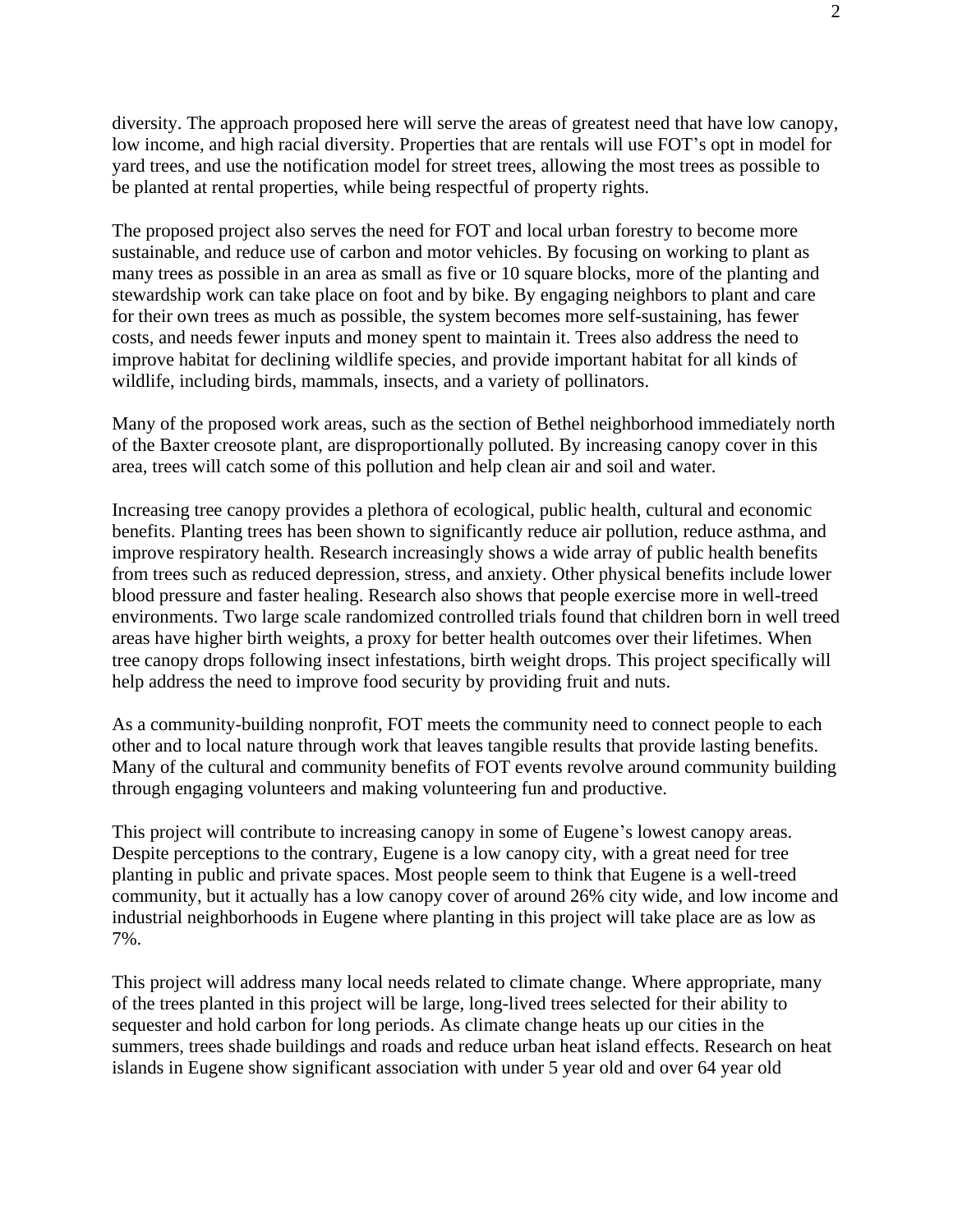diversity. The approach proposed here will serve the areas of greatest need that have low canopy, low income, and high racial diversity. Properties that are rentals will use FOT's opt in model for yard trees, and use the notification model for street trees, allowing the most trees as possible to be planted at rental properties, while being respectful of property rights.

The proposed project also serves the need for FOT and local urban forestry to become more sustainable, and reduce use of carbon and motor vehicles. By focusing on working to plant as many trees as possible in an area as small as five or 10 square blocks, more of the planting and stewardship work can take place on foot and by bike. By engaging neighbors to plant and care for their own trees as much as possible, the system becomes more self-sustaining, has fewer costs, and needs fewer inputs and money spent to maintain it. Trees also address the need to improve habitat for declining wildlife species, and provide important habitat for all kinds of wildlife, including birds, mammals, insects, and a variety of pollinators.

Many of the proposed work areas, such as the section of Bethel neighborhood immediately north of the Baxter creosote plant, are disproportionally polluted. By increasing canopy cover in this area, trees will catch some of this pollution and help clean air and soil and water.

Increasing tree canopy provides a plethora of ecological, public health, cultural and economic benefits. Planting trees has been shown to significantly reduce air pollution, reduce asthma, and improve respiratory health. Research increasingly shows a wide array of public health benefits from trees such as reduced depression, stress, and anxiety. Other physical benefits include lower blood pressure and faster healing. Research also shows that people exercise more in well-treed environments. Two large scale randomized controlled trials found that children born in well treed areas have higher birth weights, a proxy for better health outcomes over their lifetimes. When tree canopy drops following insect infestations, birth weight drops. This project specifically will help address the need to improve food security by providing fruit and nuts.

As a community-building nonprofit, FOT meets the community need to connect people to each other and to local nature through work that leaves tangible results that provide lasting benefits. Many of the cultural and community benefits of FOT events revolve around community building through engaging volunteers and making volunteering fun and productive.

This project will contribute to increasing canopy in some of Eugene's lowest canopy areas. Despite perceptions to the contrary, Eugene is a low canopy city, with a great need for tree planting in public and private spaces. Most people seem to think that Eugene is a well-treed community, but it actually has a low canopy cover of around 26% city wide, and low income and industrial neighborhoods in Eugene where planting in this project will take place are as low as 7%.

This project will address many local needs related to climate change. Where appropriate, many of the trees planted in this project will be large, long-lived trees selected for their ability to sequester and hold carbon for long periods. As climate change heats up our cities in the summers, trees shade buildings and roads and reduce urban heat island effects. Research on heat islands in Eugene show significant association with under 5 year old and over 64 year old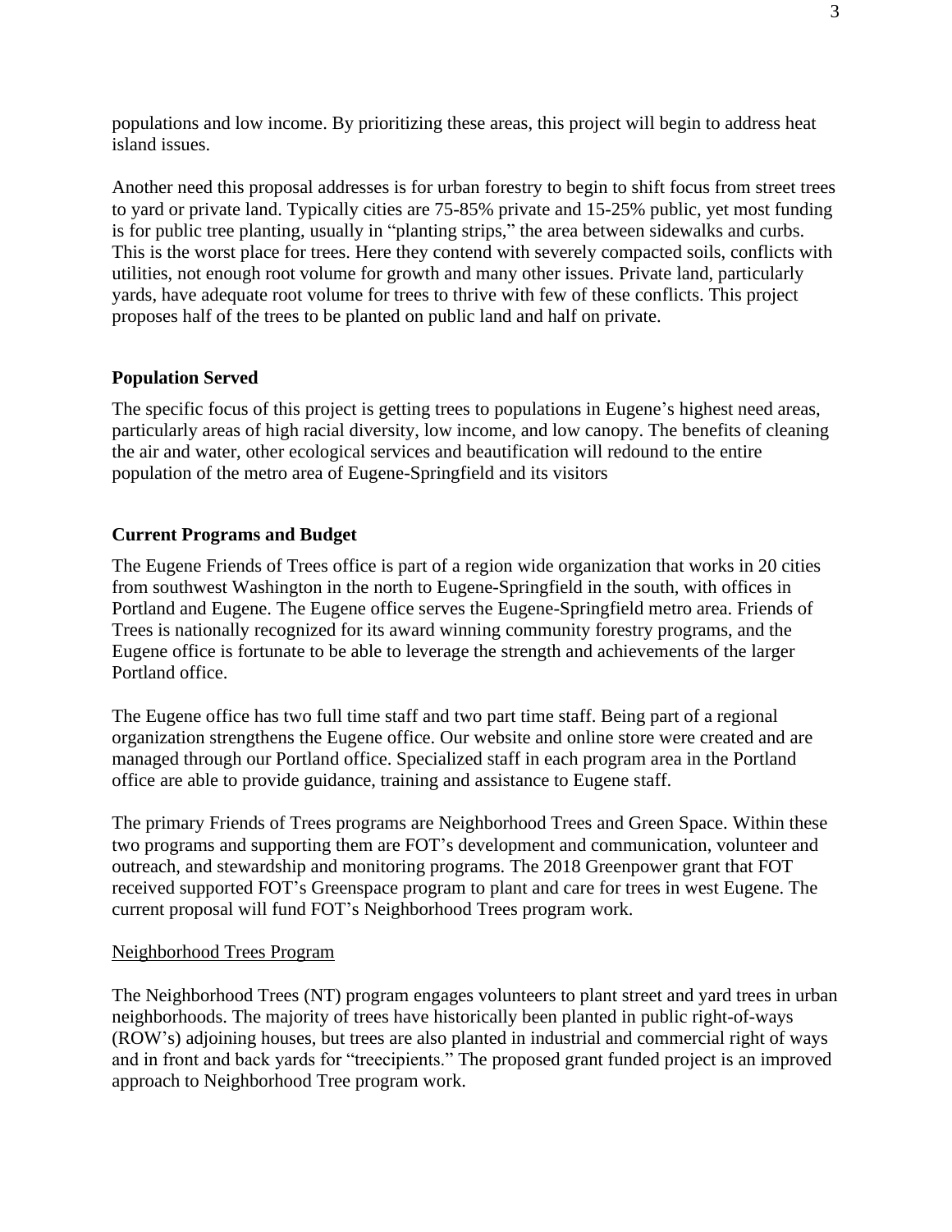populations and low income. By prioritizing these areas, this project will begin to address heat island issues.

Another need this proposal addresses is for urban forestry to begin to shift focus from street trees to yard or private land. Typically cities are 75-85% private and 15-25% public, yet most funding is for public tree planting, usually in "planting strips," the area between sidewalks and curbs. This is the worst place for trees. Here they contend with severely compacted soils, conflicts with utilities, not enough root volume for growth and many other issues. Private land, particularly yards, have adequate root volume for trees to thrive with few of these conflicts. This project proposes half of the trees to be planted on public land and half on private.

## Population Served

The specific focus of this project is getting trees to populations in Eugene's highest need areas, particularly areas of high racial diversity, low income, and low canopy. The benefits of cleaning the air and water, other ecological services and beautification will redound to the entire population of the metro area of Eugene-Springfield and its visitors

## Current Programs and Budget

The Eugene Friends of Trees office is part of a region wide organization that works in 20 cities from southwest Washington in the north to Eugene-Springfield in the south, with offices in Portland and Eugene. The Eugene office serves the Eugene-Springfield metro area. Friends of Trees is nationally recognized for its award winning community forestry programs, and the Eugene office is fortunate to be able to leverage the strength and achievements of the larger Portland office.

The Eugene office has two full time staff and two part time staff. Being part of a regional organization strengthens the Eugene office. Our website and online store were created and are managed through our Portland office. Specialized staff in each program area in the Portland office are able to provide guidance, training and assistance to Eugene staff.

The primary Friends of Trees programs are Neighborhood Trees and Green Space. Within these two programs and supporting them are FOT's development and communication, volunteer and outreach, and stewardship and monitoring programs. The 2018 Greenpower grant that FOT received supported FOT's Greenspace program to plant and care for trees in west Eugene. The current proposal will fund FOT's Neighborhood Trees program work.

### Neighborhood Trees Program

The Neighborhood Trees (NT) program engages volunteers to plant street and yard trees in urban neighborhoods. The majority of trees have historically been planted in public right-of-ways (ROW's) adjoining houses, but trees are also planted in industrial and commercial right of ways and in front and back yards for "treecipients." The proposed grant funded project is an improved approach to Neighborhood Tree program work.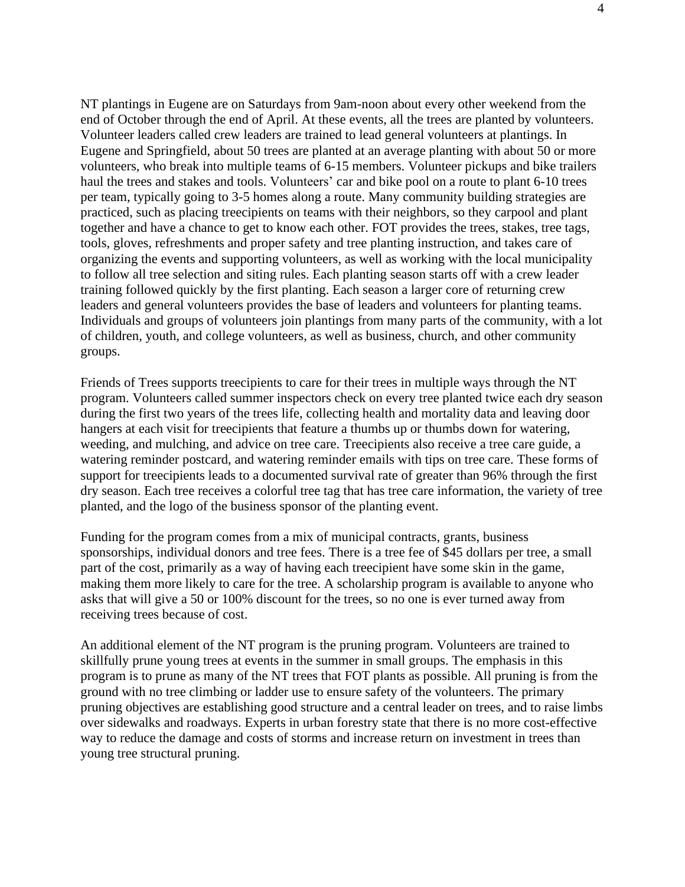NT plantings in Eugene are on Saturdays from 9am-noon about every other weekend from the end of October through the end of April. At these events, all the trees are planted by volunteers. Volunteer leaders called crew leaders are trained to lead general volunteers at plantings. In Eugene and Springfield, about 50 trees are planted at an average planting with about 50 or more volunteers, who break into multiple teams of 6-15 members. Volunteer pickups and bike trailers haul the trees and stakes and tools. Volunteers' car and bike pool on a route to plant 6-10 trees per team, typically going to 3-5 homes along a route. Many community building strategies are practiced, such as placing treecipients on teams with their neighbors, so they carpool and plant together and have a chance to get to know each other. FOT provides the trees, stakes, tree tags, tools, gloves, refreshments and proper safety and tree planting instruction, and takes care of organizing the events and supporting volunteers, as well as working with the local municipality to follow all tree selection and siting rules. Each planting season starts off with a crew leader training followed quickly by the first planting. Each season a larger core of returning crew leaders and general volunteers provides the base of leaders and volunteers for planting teams. Individuals and groups of volunteers join plantings from many parts of the community, with a lot of children, youth, and college volunteers, as well as business, church, and other community groups.

Friends of Trees supports treecipients to care for their trees in multiple ways through the NT program. Volunteers called summer inspectors check on every tree planted twice each dry season during the first two years of the trees life, collecting health and mortality data and leaving door hangers at each visit for treecipients that feature a thumbs up or thumbs down for watering, weeding, and mulching, and advice on tree care. Treecipients also receive a tree care guide, a watering reminder postcard, and watering reminder emails with tips on tree care. These forms of support for treecipients leads to a documented survival rate of greater than 96% through the first dry season. Each tree receives a colorful tree tag that has tree care information, the variety of tree planted, and the logo of the business sponsor of the planting event.

Funding for the program comes from a mix of municipal contracts, grants, business sponsorships, individual donors and tree fees. There is a tree fee of $45 dollars per tree, a small part of the cost, primarily as a way of having each treecipient have some skin in the game, making them more likely to care for the tree. A scholarship program is available to anyone who asks that will give a 50 or 100% discount for the trees, so no one is ever turned away from receiving trees because of cost.

An additional element of the NT program is the pruning program. Volunteers are trained to skillfully prune young trees at events in the summer in small groups. The emphasis in this program is to prune as many of the NT trees that FOT plants as possible. All pruning is from the ground with no tree climbing or ladder use to ensure safety of the volunteers. The primary pruning objectives are establishing good structure and a central leader on trees, and to raise limbs over sidewalks and roadways. Experts in urban forestry state that there is no more cost-effective way to reduce the damage and costs of storms and increase return on investment in trees than young tree structural pruning.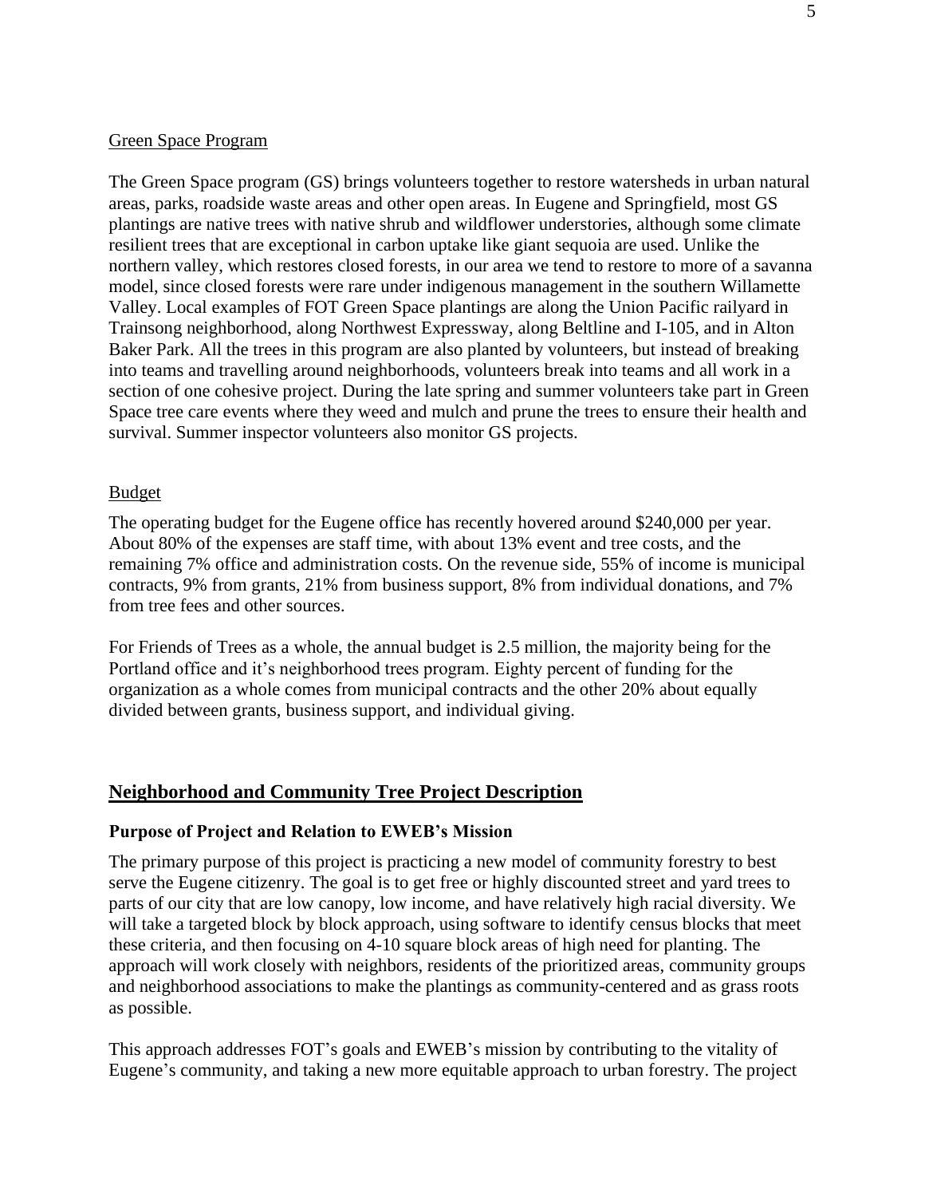Green Space Program

The Green Space program (GS) brings volunteers together to restore watersheds in urban natural areas, parks, roadside waste areas and other open areas. In Eugene and Springfield, most GS plantings are native trees with native shrub and wildflower understories, although some climate resilient trees that are exceptional in carbon uptake like giant sequoia are used. Unlike the northern valley, which restores closed forests, in our area we tend to restore to more of a savanna model, since closed forests were rare under indigenous management in the southern Willamette Valley. Local examples of FOT Green Space plantings are along the Union Pacific railyard in Trainsong neighborhood, along Northwest Expressway, along Beltline and I-105, and in Alton Baker Park. All the trees in this program are also planted by volunteers, but instead of breaking into teams and travelling around neighborhoods, volunteers break into teams and all work in a section of one cohesive project. During the late spring and summer volunteers take part in Green Space tree care events where they weed and mulch and prune the trees to ensure their health and survival. Summer inspector volunteers also monitor GS projects.

Budget

The operating budget for the Eugene office has recently hovered around $240,000 per year. About 80% of the expenses are staff time, with about 13% event and tree costs, and the remaining 7% office and administration costs. On the revenue side, 55% of income is municipal contracts, 9% from grants, 21% from business support, 8% from individual donations, and 7% from tree fees and other sources.

For Friends of Trees as a whole, the annual budget is 2.5 million, the majority being for the Portland office and it's neighborhood trees program. Eighty percent of funding for the organization as a whole comes from municipal contracts and the other 20% about equally divided between grants, business support, and individual giving.

## Neighborhood and Community Tree Project Description

### Purpose of Project and Relation to EWEB's Mission

The primary purpose of this project is practicing a new model of community forestry to best serve the Eugene citizenry. The goal is to get free or highly discounted street and yard trees to parts of our city that are low canopy, low income, and have relatively high racial diversity. We will take a targeted block by block approach, using software to identify census blocks that meet these criteria, and then focusing on 4-10 square block areas of high need for planting. The approach will work closely with neighbors, residents of the prioritized areas, community groups and neighborhood associations to make the plantings as community-centered and as grass roots as possible.

This approach addresses FOT's goals and EWEB's mission by contributing to the vitality of Eugene's community, and taking a new more equitable approach to urban forestry. The project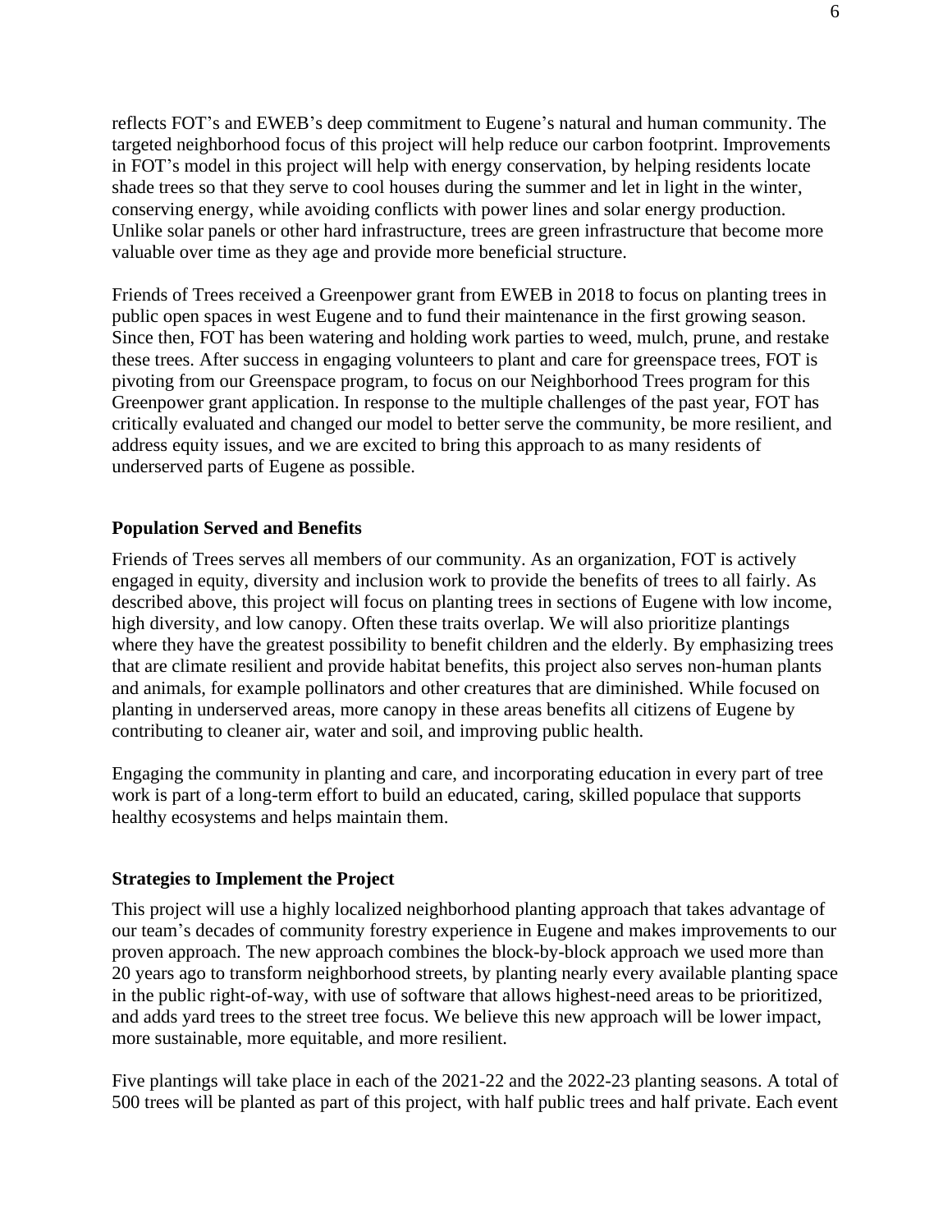reflects FOT's and EWEB's deep commitment to Eugene's natural and human community. The targeted neighborhood focus of this project will help reduce our carbon footprint. Improvements in FOT's model in this project will help with energy conservation, by helping residents locate shade trees so that they serve to cool houses during the summer and let in light in the winter, conserving energy, while avoiding conflicts with power lines and solar energy production. Unlike solar panels or other hard infrastructure, trees are green infrastructure that become more valuable over time as they age and provide more beneficial structure.

Friends of Trees received a Greenpower grant from EWEB in 2018 to focus on planting trees in public open spaces in west Eugene and to fund their maintenance in the first growing season. Since then, FOT has been watering and holding work parties to weed, mulch, prune, and restake these trees. After success in engaging volunteers to plant and care for greenspace trees, FOT is pivoting from our Greenspace program, to focus on our Neighborhood Trees program for this Greenpower grant application. In response to the multiple challenges of the past year, FOT has critically evaluated and changed our model to better serve the community, be more resilient, and address equity issues, and we are excited to bring this approach to as many residents of underserved parts of Eugene as possible.

**Population Served and Benefits**

Friends of Trees serves all members of our community. As an organization, FOT is actively engaged in equity, diversity and inclusion work to provide the benefits of trees to all fairly. As described above, this project will focus on planting trees in sections of Eugene with low income, high diversity, and low canopy. Often these traits overlap. We will also prioritize plantings where they have the greatest possibility to benefit children and the elderly. By emphasizing trees that are climate resilient and provide habitat benefits, this project also serves non-human plants and animals, for example pollinators and other creatures that are diminished. While focused on planting in underserved areas, more canopy in these areas benefits all citizens of Eugene by contributing to cleaner air, water and soil, and improving public health.

Engaging the community in planting and care, and incorporating education in every part of tree work is part of a long-term effort to build an educated, caring, skilled populace that supports healthy ecosystems and helps maintain them.

**Strategies to Implement the Project**

This project will use a highly localized neighborhood planting approach that takes advantage of our team's decades of community forestry experience in Eugene and makes improvements to our proven approach. The new approach combines the block-by-block approach we used more than 20 years ago to transform neighborhood streets, by planting nearly every available planting space in the public right-of-way, with use of software that allows highest-need areas to be prioritized, and adds yard trees to the street tree focus. We believe this new approach will be lower impact, more sustainable, more equitable, and more resilient.

Five plantings will take place in each of the 2021-22 and the 2022-23 planting seasons. A total of 500 trees will be planted as part of this project, with half public trees and half private. Each event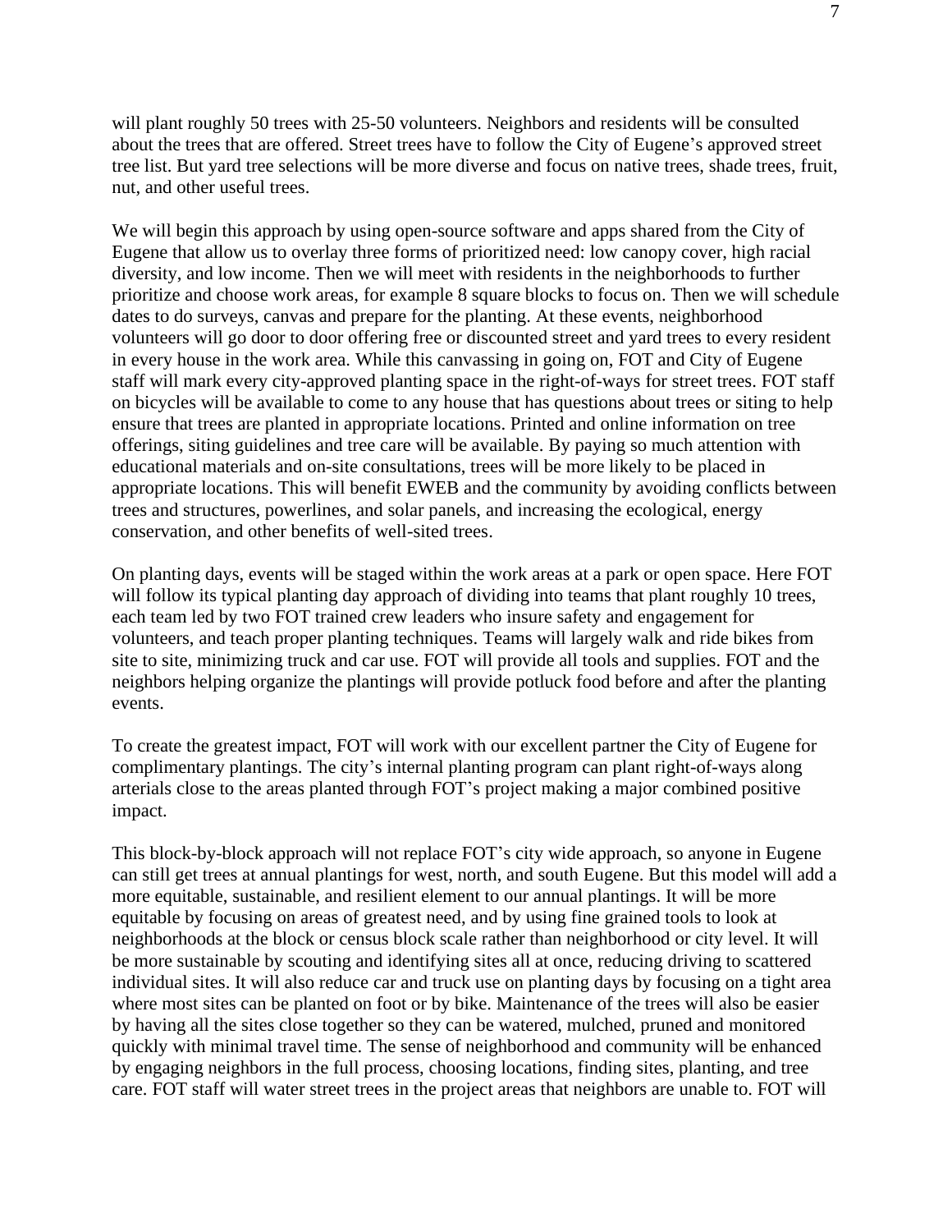will plant roughly 50 trees with 25-50 volunteers. Neighbors and residents will be consulted about the trees that are offered. Street trees have to follow the City of Eugene's approved street tree list. But yard tree selections will be more diverse and focus on native trees, shade trees, fruit, nut, and other useful trees.

We will begin this approach by using open-source software and apps shared from the City of Eugene that allow us to overlay three forms of prioritized need: low canopy cover, high racial diversity, and low income. Then we will meet with residents in the neighborhoods to further prioritize and choose work areas, for example 8 square blocks to focus on. Then we will schedule dates to do surveys, canvas and prepare for the planting. At these events, neighborhood volunteers will go door to door offering free or discounted street and yard trees to every resident in every house in the work area. While this canvassing in going on, FOT and City of Eugene staff will mark every city-approved planting space in the right-of-ways for street trees. FOT staff on bicycles will be available to come to any house that has questions about trees or siting to help ensure that trees are planted in appropriate locations. Printed and online information on tree offerings, siting guidelines and tree care will be available. By paying so much attention with educational materials and on-site consultations, trees will be more likely to be placed in appropriate locations. This will benefit EWEB and the community by avoiding conflicts between trees and structures, powerlines, and solar panels, and increasing the ecological, energy conservation, and other benefits of well-sited trees.

On planting days, events will be staged within the work areas at a park or open space. Here FOT will follow its typical planting day approach of dividing into teams that plant roughly 10 trees, each team led by two FOT trained crew leaders who insure safety and engagement for volunteers, and teach proper planting techniques. Teams will largely walk and ride bikes from site to site, minimizing truck and car use. FOT will provide all tools and supplies. FOT and the neighbors helping organize the plantings will provide potluck food before and after the planting events.

To create the greatest impact, FOT will work with our excellent partner the City of Eugene for complimentary plantings. The city's internal planting program can plant right-of-ways along arterials close to the areas planted through FOT's project making a major combined positive impact.

This block-by-block approach will not replace FOT's city wide approach, so anyone in Eugene can still get trees at annual plantings for west, north, and south Eugene. But this model will add a more equitable, sustainable, and resilient element to our annual plantings. It will be more equitable by focusing on areas of greatest need, and by using fine grained tools to look at neighborhoods at the block or census block scale rather than neighborhood or city level. It will be more sustainable by scouting and identifying sites all at once, reducing driving to scattered individual sites. It will also reduce car and truck use on planting days by focusing on a tight area where most sites can be planted on foot or by bike. Maintenance of the trees will also be easier by having all the sites close together so they can be watered, mulched, pruned and monitored quickly with minimal travel time. The sense of neighborhood and community will be enhanced by engaging neighbors in the full process, choosing locations, finding sites, planting, and tree care. FOT staff will water street trees in the project areas that neighbors are unable to. FOT will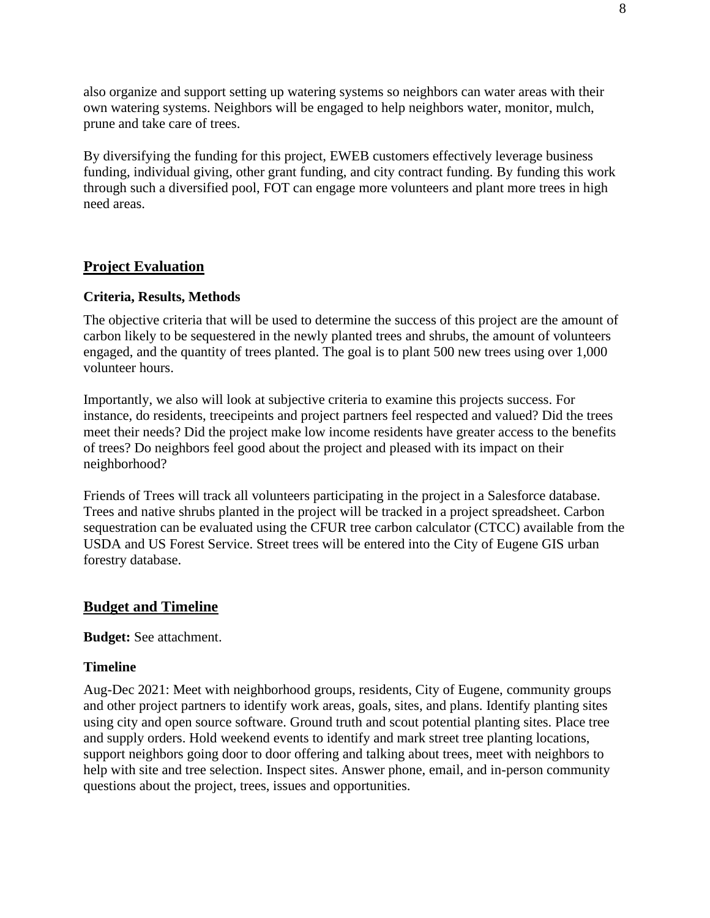also organize and support setting up watering systems so neighbors can water areas with their own watering systems. Neighbors will be engaged to help neighbors water, monitor, mulch, prune and take care of trees.

By diversifying the funding for this project, EWEB customers effectively leverage business funding, individual giving, other grant funding, and city contract funding. By funding this work through such a diversified pool, FOT can engage more volunteers and plant more trees in high need areas.

## Project Evaluation

### Criteria, Results, Methods

The objective criteria that will be used to determine the success of this project are the amount of carbon likely to be sequestered in the newly planted trees and shrubs, the amount of volunteers engaged, and the quantity of trees planted. The goal is to plant 500 new trees using over 1,000 volunteer hours.

Importantly, we also will look at subjective criteria to examine this projects success. For instance, do residents, treecipeints and project partners feel respected and valued? Did the trees meet their needs? Did the project make low income residents have greater access to the benefits of trees? Do neighbors feel good about the project and pleased with its impact on their neighborhood?

Friends of Trees will track all volunteers participating in the project in a Salesforce database. Trees and native shrubs planted in the project will be tracked in a project spreadsheet. Carbon sequestration can be evaluated using the CFUR tree carbon calculator (CTCC) available from the USDA and US Forest Service. Street trees will be entered into the City of Eugene GIS urban forestry database.

## Budget and Timeline

**Budget:** See attachment.

### Timeline

Aug-Dec 2021: Meet with neighborhood groups, residents, City of Eugene, community groups and other project partners to identify work areas, goals, sites, and plans. Identify planting sites using city and open source software. Ground truth and scout potential planting sites. Place tree and supply orders. Hold weekend events to identify and mark street tree planting locations, support neighbors going door to door offering and talking about trees, meet with neighbors to help with site and tree selection. Inspect sites. Answer phone, email, and in-person community questions about the project, trees, issues and opportunities.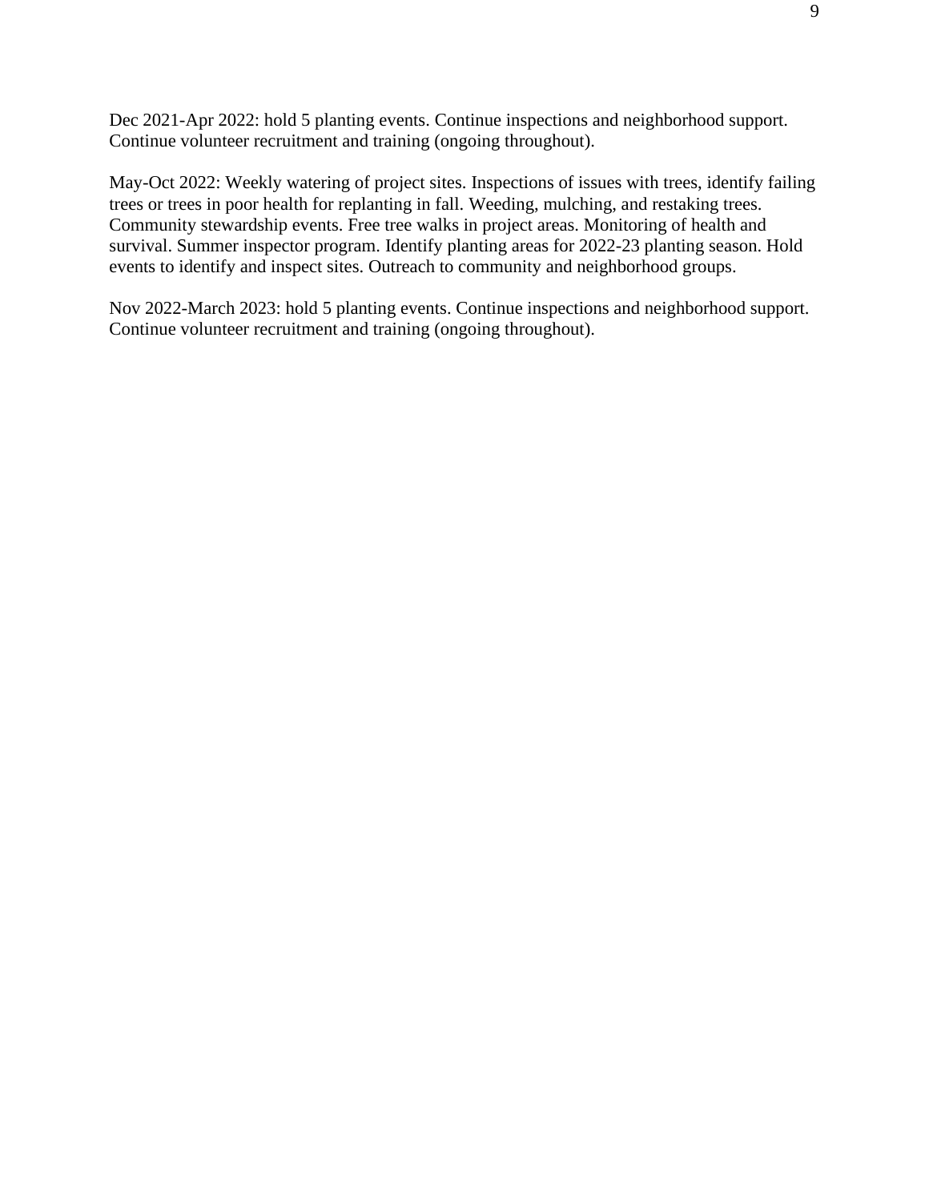Dec 2021-Apr 2022: hold 5 planting events. Continue inspections and neighborhood support. Continue volunteer recruitment and training (ongoing throughout).

May-Oct 2022: Weekly watering of project sites. Inspections of issues with trees, identify failing trees or trees in poor health for replanting in fall. Weeding, mulching, and restaking trees. Community stewardship events. Free tree walks in project areas. Monitoring of health and survival. Summer inspector program. Identify planting areas for 2022-23 planting season. Hold events to identify and inspect sites. Outreach to community and neighborhood groups.

Nov 2022-March 2023: hold 5 planting events. Continue inspections and neighborhood support. Continue volunteer recruitment and training (ongoing throughout).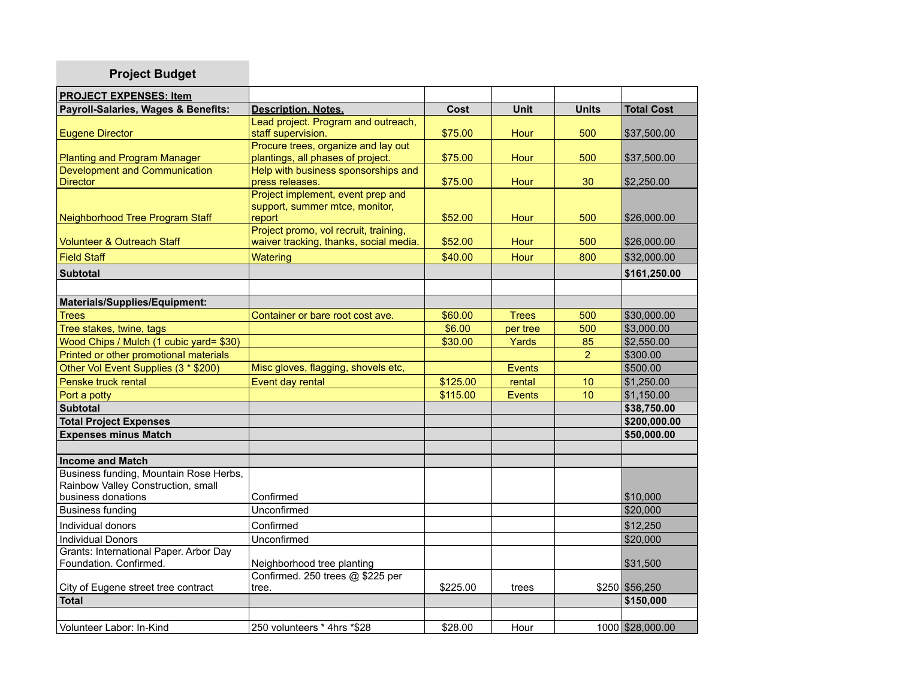## Project Budget

| PROJECT EXPENSES: Item | | | | | |
|---|---|---|---|---|---|
| **Payroll-Salaries, Wages & Benefits:** | **Description. Notes.** | **Cost** | **Unit** | **Units** | **Total Cost** |
| Eugene Director | Lead project. Program and outreach, staff supervision. | $75.00 | Hour | 500 | $37,500.00 |
| Planting and Program Manager | Procure trees, organize and lay out plantings, all phases of project. | $75.00 | Hour | 500 | $37,500.00 |
| Development and Communication Director | Help with business sponsorships and press releases. | $75.00 | Hour | 30 | $2,250.00 |
| Neighborhood Tree Program Staff | Project implement, event prep and support, summer mtce, monitor, report | $52.00 | Hour | 500 | $26,000.00 |
| Volunteer & Outreach Staff | Project promo, vol recruit, training, waiver tracking, thanks, social media. | $52.00 | Hour | 500 | $26,000.00 |
| Field Staff | Watering | $40.00 | Hour | 800 | $32,000.00 |
| **Subtotal** | | | | | **$161,250.00** |
| | | | | | |
| **Materials/Supplies/Equipment:** | | | | | |
| Trees | Container or bare root cost ave. | $60.00 | Trees | 500 | $30,000.00 |
| Tree stakes, twine, tags | | $6.00 | per tree | 500 | $3,000.00 |
| Wood Chips / Mulch (1 cubic yard= $30) | | $30.00 | Yards | 85 | $2,550.00 |
| Printed or other promotional materials | | | | 2 | $300.00 |
| Other Vol Event Supplies (3 * $200) | Misc gloves, flagging, shovels etc, | | Events | | $500.00 |
| Penske truck rental | Event day rental | $125.00 | rental | 10 | $1,250.00 |
| Port a potty | | $115.00 | Events | 10 | $1,150.00 |
| **Subtotal** | | | | | **$38,750.00** |
| **Total Project Expenses** | | | | | **$200,000.00** |
| **Expenses minus Match** | | | | | **$50,000.00** |
| | | | | | |
| **Income and Match** | | | | | |
| Business funding, Mountain Rose Herbs, Rainbow Valley Construction, small business donations | Confirmed | | | | $10,000 |
| Business funding | Unconfirmed | | | | $20,000 |
| Individual donors | Confirmed | | | | $12,250 |
| Individual Donors | Unconfirmed | | | | $20,000 |
| Grants: International Paper. Arbor Day Foundation. Confirmed. | Neighborhood tree planting | | | | $31,500 |
| City of Eugene street tree contract | Confirmed. 250 trees @ $225 per tree. | $225.00 | trees | $250 | $56,250 |
| **Total** | | | | | **$150,000** |
| | | | | | |
| Volunteer Labor: In-Kind | 250 volunteers * 4hrs *$28 | $28.00 | Hour | 1000 | $28,000.00 |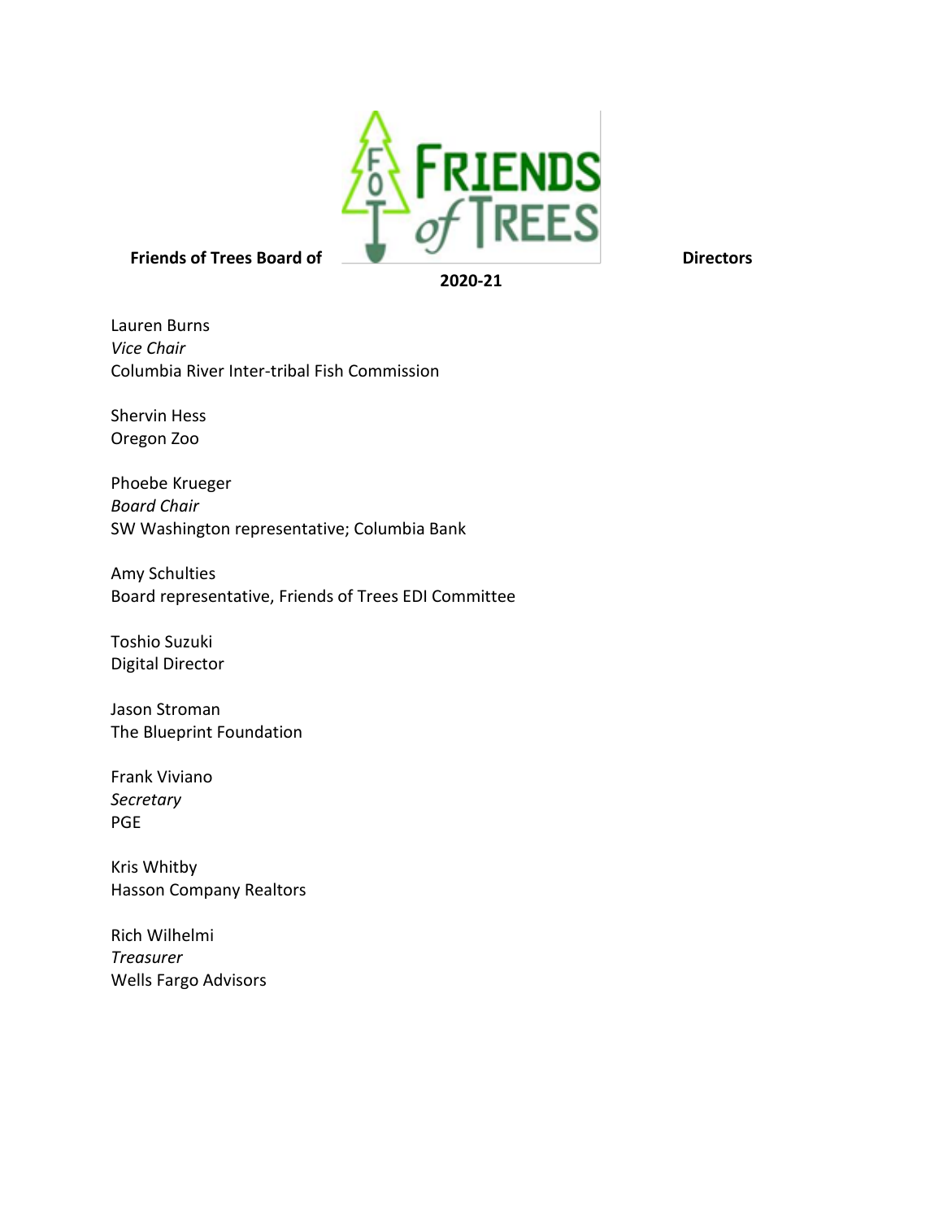**Friends of Trees Board of Directors**

**2020-21**

Lauren Burns
*Vice Chair*
Columbia River Inter-tribal Fish Commission

Shervin Hess
Oregon Zoo

Phoebe Krueger
*Board Chair*
SW Washington representative; Columbia Bank

Amy Schulties
Board representative, Friends of Trees EDI Committee

Toshio Suzuki
Digital Director

Jason Stroman
The Blueprint Foundation

Frank Viviano
*Secretary*
PGE

Kris Whitby
Hasson Company Realtors

Rich Wilhelmi
*Treasurer*
Wells Fargo Advisors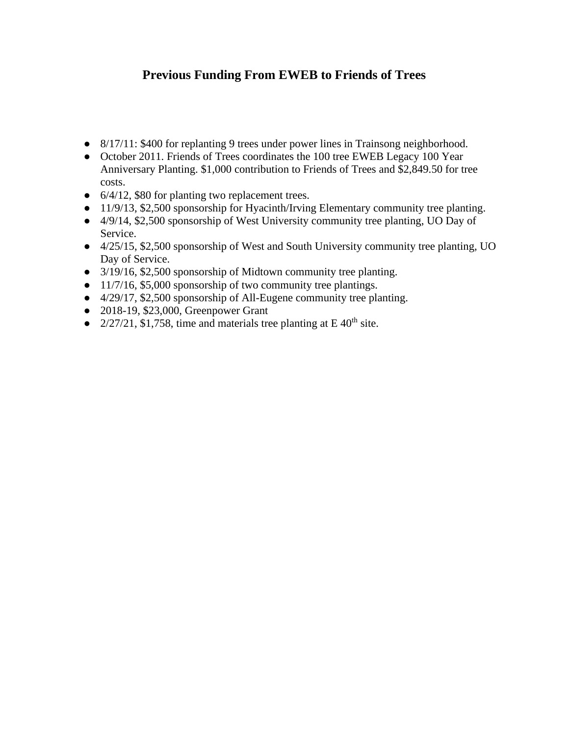## Previous Funding From EWEB to Friends of Trees

- 8/17/11: $400 for replanting 9 trees under power lines in Trainsong neighborhood.
- October 2011. Friends of Trees coordinates the 100 tree EWEB Legacy 100 Year Anniversary Planting. $1,000 contribution to Friends of Trees and $2,849.50 for tree costs.
- 6/4/12, $80 for planting two replacement trees.
- 11/9/13, $2,500 sponsorship for Hyacinth/Irving Elementary community tree planting.
- 4/9/14, $2,500 sponsorship of West University community tree planting, UO Day of Service.
- 4/25/15, $2,500 sponsorship of West and South University community tree planting, UO Day of Service.
- 3/19/16, $2,500 sponsorship of Midtown community tree planting.
- 11/7/16, $5,000 sponsorship of two community tree plantings.
- 4/29/17, $2,500 sponsorship of All-Eugene community tree planting.
- 2018-19, $23,000, Greenpower Grant
- 2/27/21, $1,758, time and materials tree planting at E 40th site.